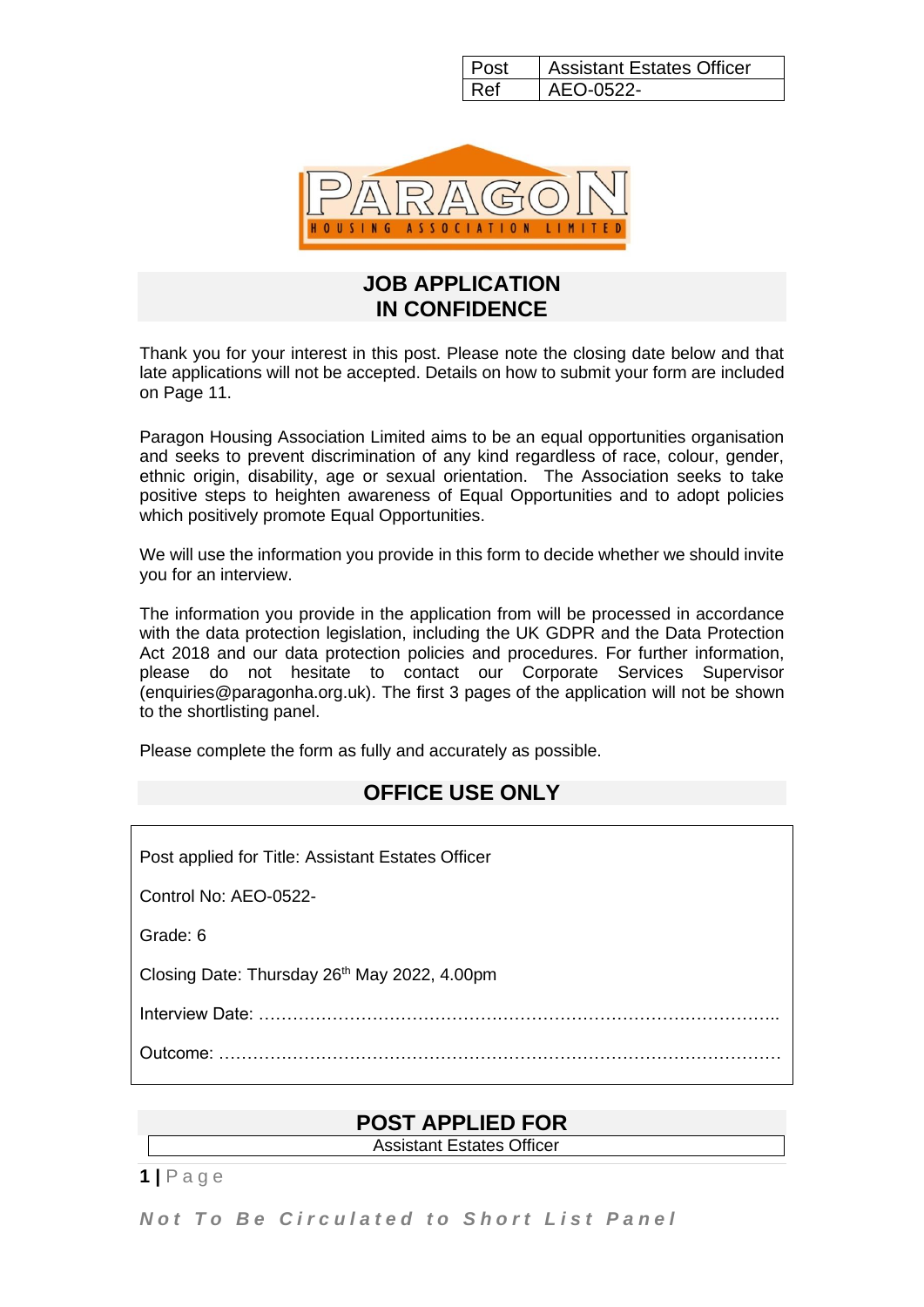| Post | Assistant Estates Officer |
|---|---|
| Ref | AEO-0522- |

PARAGON HOUSING ASSOCIATION LIMITED

## JOB APPLICATION
## IN CONFIDENCE

Thank you for your interest in this post. Please note the closing date below and that late applications will not be accepted. Details on how to submit your form are included on Page 11.

Paragon Housing Association Limited aims to be an equal opportunities organisation and seeks to prevent discrimination of any kind regardless of race, colour, gender, ethnic origin, disability, age or sexual orientation. The Association seeks to take positive steps to heighten awareness of Equal Opportunities and to adopt policies which positively promote Equal Opportunities.

We will use the information you provide in this form to decide whether we should invite you for an interview.

The information you provide in the application from will be processed in accordance with the data protection legislation, including the UK GDPR and the Data Protection Act 2018 and our data protection policies and procedures. For further information, please do not hesitate to contact our Corporate Services Supervisor (enquiries@paragonha.org.uk). The first 3 pages of the application will not be shown to the shortlisting panel.

Please complete the form as fully and accurately as possible.

## OFFICE USE ONLY

Post applied for Title: Assistant Estates Officer

Control No: AEO-0522-

Grade: 6

Closing Date: Thursday 26th May 2022, 4.00pm

Interview Date: ……………………………………………………………………………..

Outcome: ………………………………………………………………………………………

## POST APPLIED FOR

Assistant Estates Officer

***Not To Be Circulated to Short List Panel***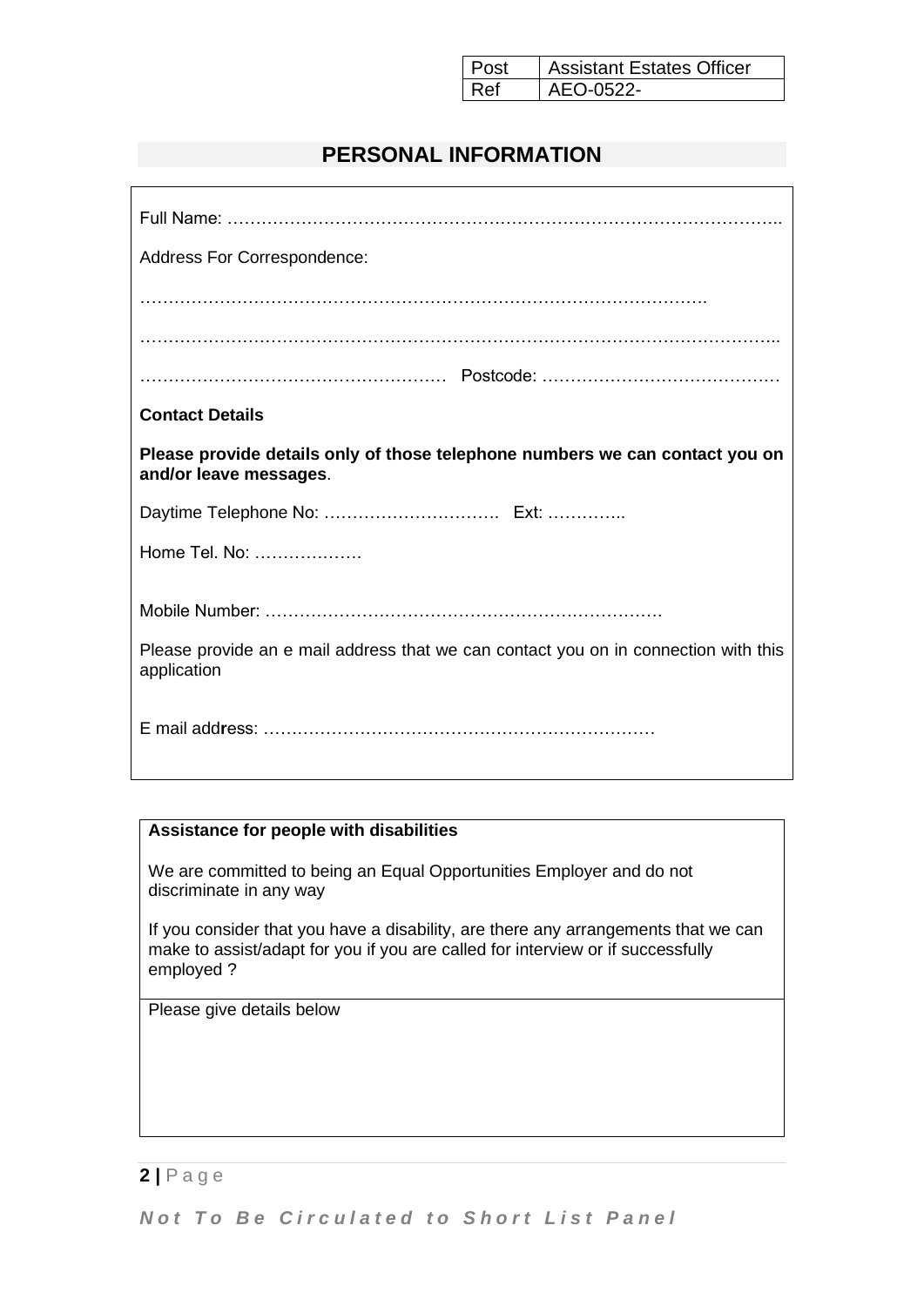| Post | Assistant Estates Officer |
|---|---|
| Ref | AEO-0522- |

## PERSONAL INFORMATION

Full Name: ……………………………………………………………………………………..

Address For Correspondence:

……………………………………………………………………………………….

………………………………………………………………………………………………..

……………………………………………… Postcode: ……………………………………

**Contact Details**

**Please provide details only of those telephone numbers we can contact you on and/or leave messages**.

Daytime Telephone No: ………………………….. Ext: …………..

Home Tel. No: ……………….

Mobile Number: ……………………………………………………………

Please provide an e mail address that we can contact you on in connection with this application

E mail address: ……………………………………………………………

**Assistance for people with disabilities**

We are committed to being an Equal Opportunities Employer and do not discriminate in any way

If you consider that you have a disability, are there any arrangements that we can make to assist/adapt for you if you are called for interview or if successfully employed ?

Please give details below

*Not To Be Circulated to Short List Panel*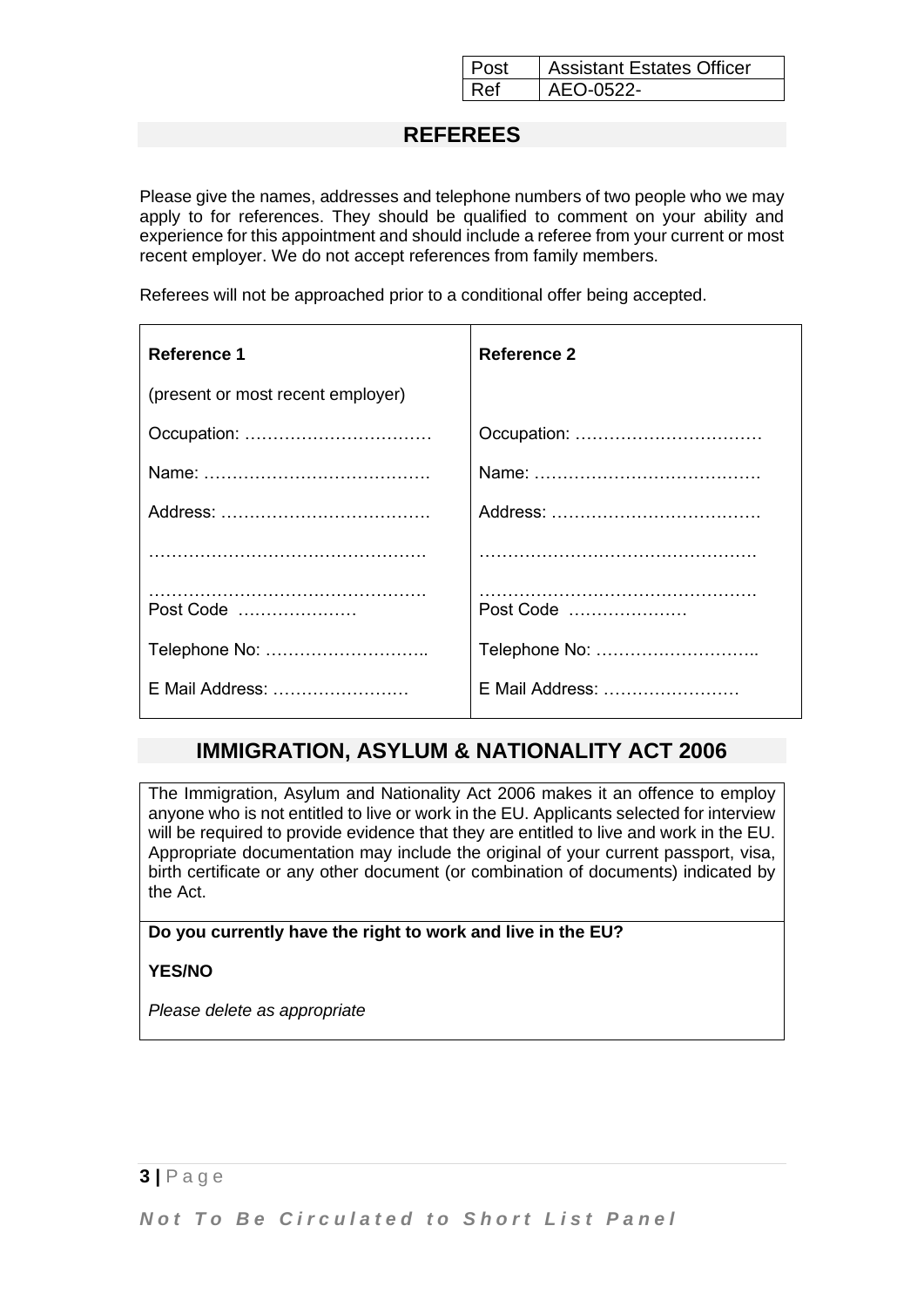| Post | Assistant Estates Officer |
| --- | --- |
| Ref | AEO-0522- |

## REFEREES

Please give the names, addresses and telephone numbers of two people who we may apply to for references. They should be qualified to comment on your ability and experience for this appointment and should include a referee from your current or most recent employer. We do not accept references from family members.

Referees will not be approached prior to a conditional offer being accepted.

| **Reference 1** | **Reference 2** |
| --- | --- |
| (present or most recent employer) | |
| Occupation: …………………………… | Occupation: …………………………… |
| Name: …………………………………. | Name: …………………………………. |
| Address: ………………………………. | Address: ………………………………. |
| …………………………………………. | …………………………………………. |
| …………………………………………. Post Code ………………… | …………………………………………. Post Code ………………… |
| Telephone No: ……………………….. | Telephone No: ……………………….. |
| E Mail Address: …………………… | E Mail Address: …………………… |

## IMMIGRATION, ASYLUM & NATIONALITY ACT 2006

The Immigration, Asylum and Nationality Act 2006 makes it an offence to employ anyone who is not entitled to live or work in the EU. Applicants selected for interview will be required to provide evidence that they are entitled to live and work in the EU. Appropriate documentation may include the original of your current passport, visa, birth certificate or any other document (or combination of documents) indicated by the Act.

**Do you currently have the right to work and live in the EU?**

**YES/NO**

*Please delete as appropriate*

*Not To Be Circulated to Short List Panel*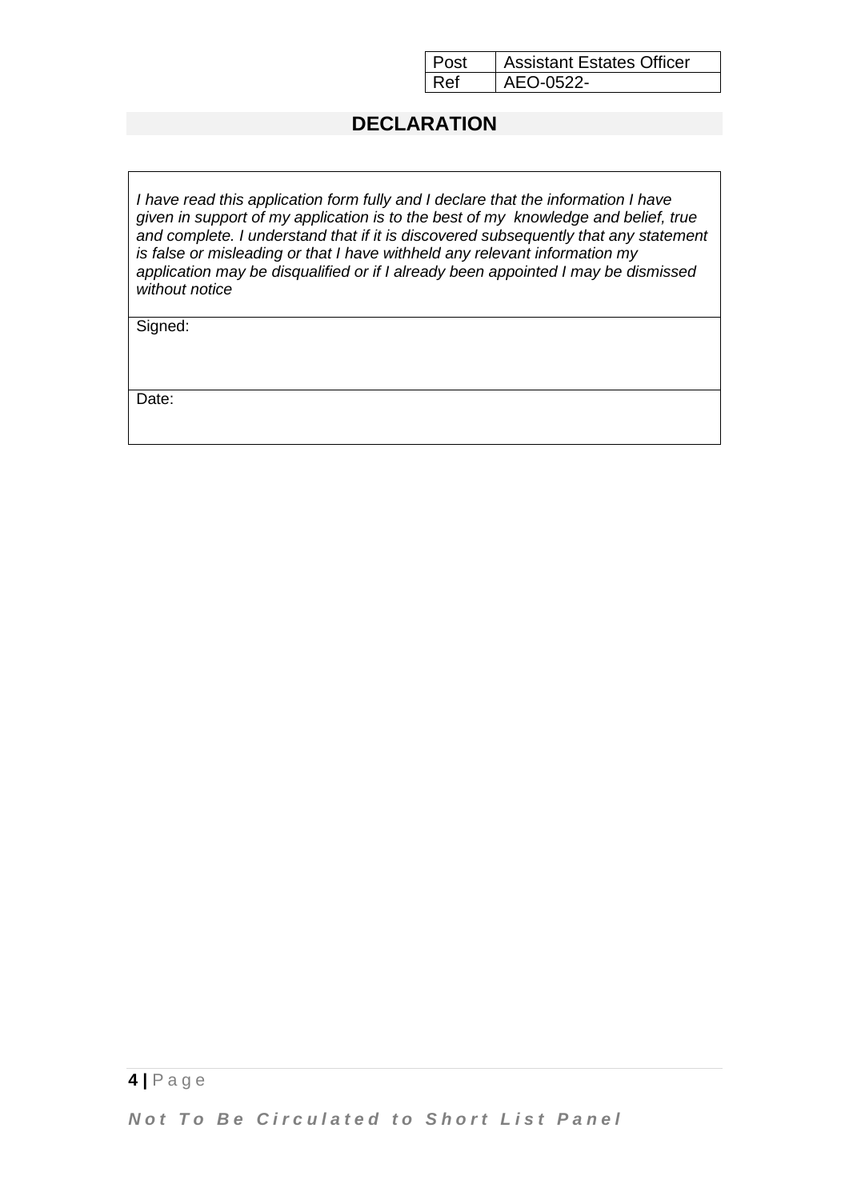| Post | Assistant Estates Officer |
|---|---|
| Ref | AEO-0522- |

## DECLARATION

| *I have read this application form fully and I declare that the information I have given in support of my application is to the best of my knowledge and belief, true and complete. I understand that if it is discovered subsequently that any statement is false or misleading or that I have withheld any relevant information my application may be disqualified or if I already been appointed I may be dismissed without notice* |
|---|
| Signed: |
| Date: |

***Not To Be Circulated to Short List Panel***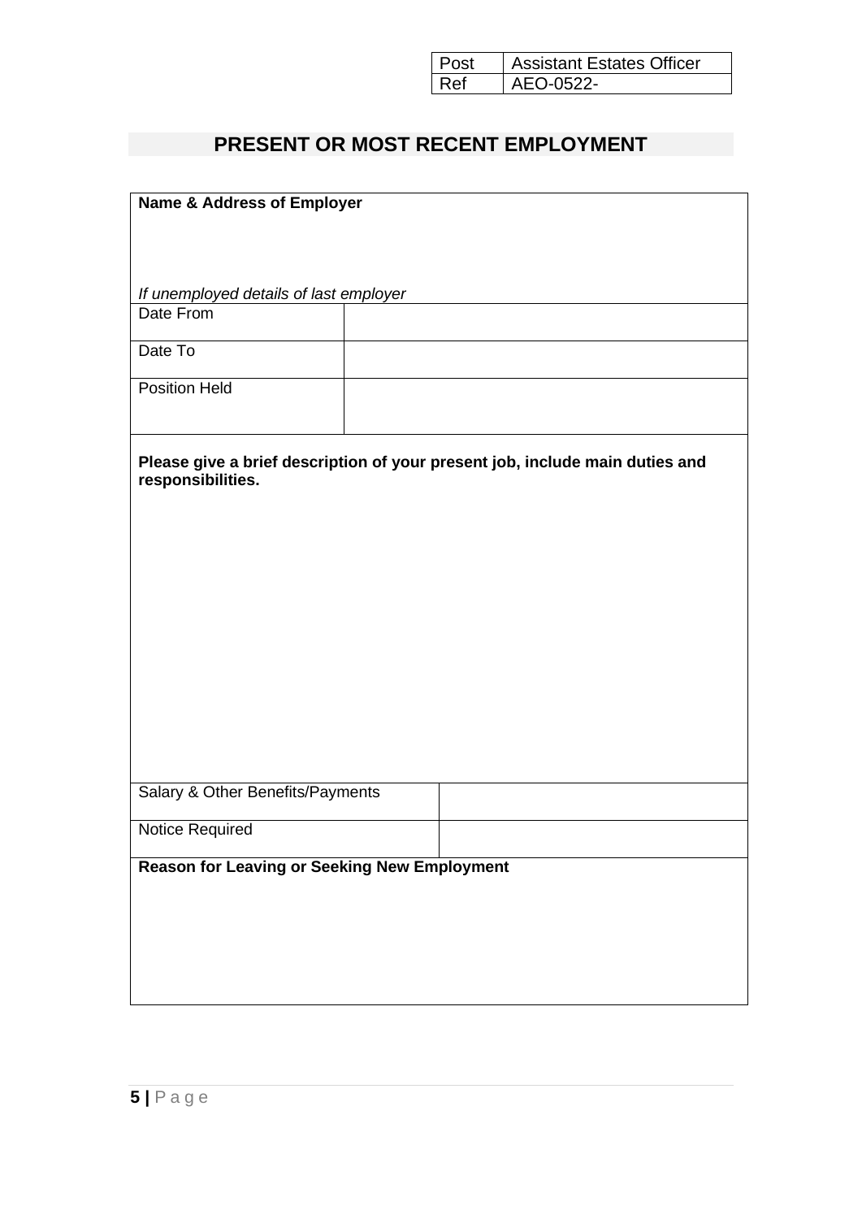| Post | Assistant Estates Officer |
| --- | --- |
| Ref | AEO-0522- |

## PRESENT OR MOST RECENT EMPLOYMENT

**Name & Address of Employer**

*If unemployed details of last employer*

| | |
| --- | --- |
| Date From | |
| Date To | |
| Position Held | |

**Please give a brief description of your present job, include main duties and responsibilities.**

| | |
| --- | --- |
| Salary & Other Benefits/Payments | |
| Notice Required | |

**Reason for Leaving or Seeking New Employment**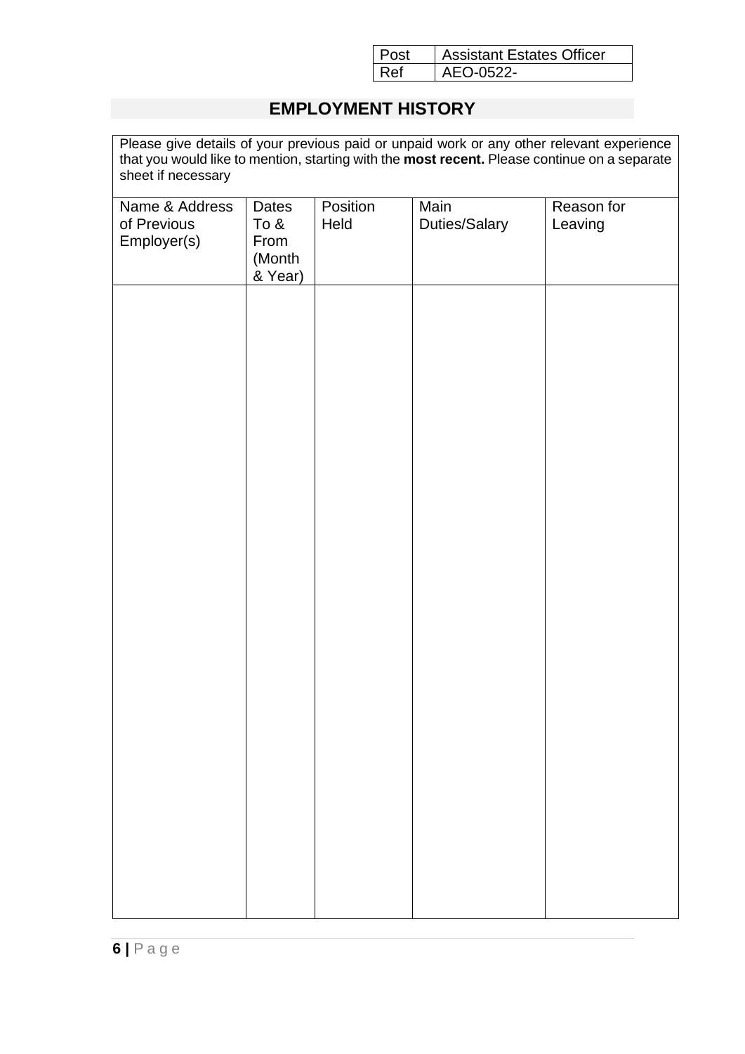| Post | Assistant Estates Officer |
| --- | --- |
| Ref | AEO-0522- |

## EMPLOYMENT HISTORY

Please give details of your previous paid or unpaid work or any other relevant experience that you would like to mention, starting with the **most recent.** Please continue on a separate sheet if necessary

| Name & Address of Previous Employer(s) | Dates To & From (Month & Year) | Position Held | Main Duties/Salary | Reason for Leaving |
| --- | --- | --- | --- | --- |
| | | | | |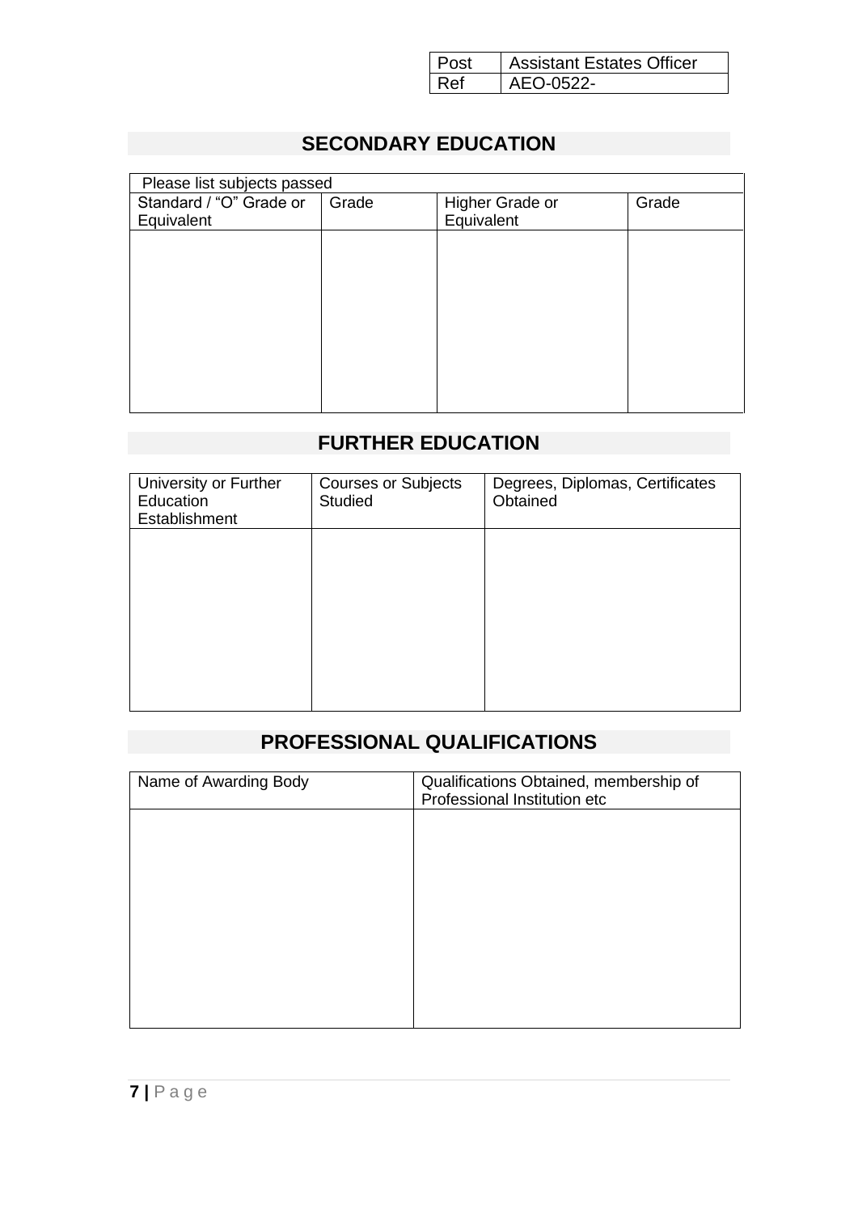| Post | Assistant Estates Officer |
| --- | --- |
| Ref | AEO-0522- |

## SECONDARY EDUCATION

| Please list subjects passed | | | |
| --- | --- | --- | --- |
| Standard / "O" Grade or Equivalent | Grade | Higher Grade or Equivalent | Grade |
| | | | |

## FURTHER EDUCATION

| University or Further Education Establishment | Courses or Subjects Studied | Degrees, Diplomas, Certificates Obtained |
| --- | --- | --- |
| | | |

## PROFESSIONAL QUALIFICATIONS

| Name of Awarding Body | Qualifications Obtained, membership of Professional Institution etc |
| --- | --- |
| | |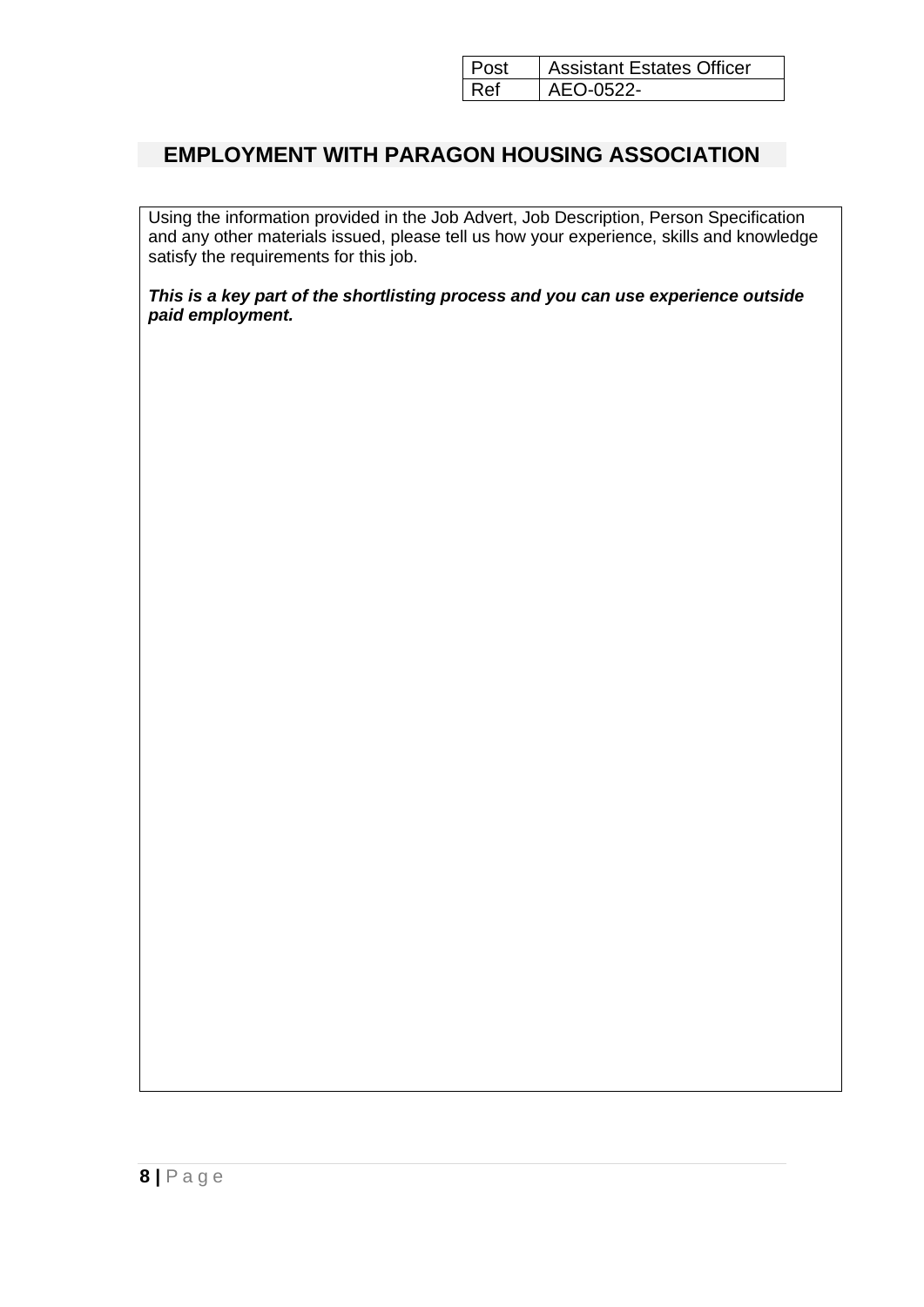| Post | Assistant Estates Officer |
|---|---|
| Ref | AEO-0522- |

# EMPLOYMENT WITH PARAGON HOUSING ASSOCIATION

Using the information provided in the Job Advert, Job Description, Person Specification and any other materials issued, please tell us how your experience, skills and knowledge satisfy the requirements for this job.

***This is a key part of the shortlisting process and you can use experience outside paid employment.***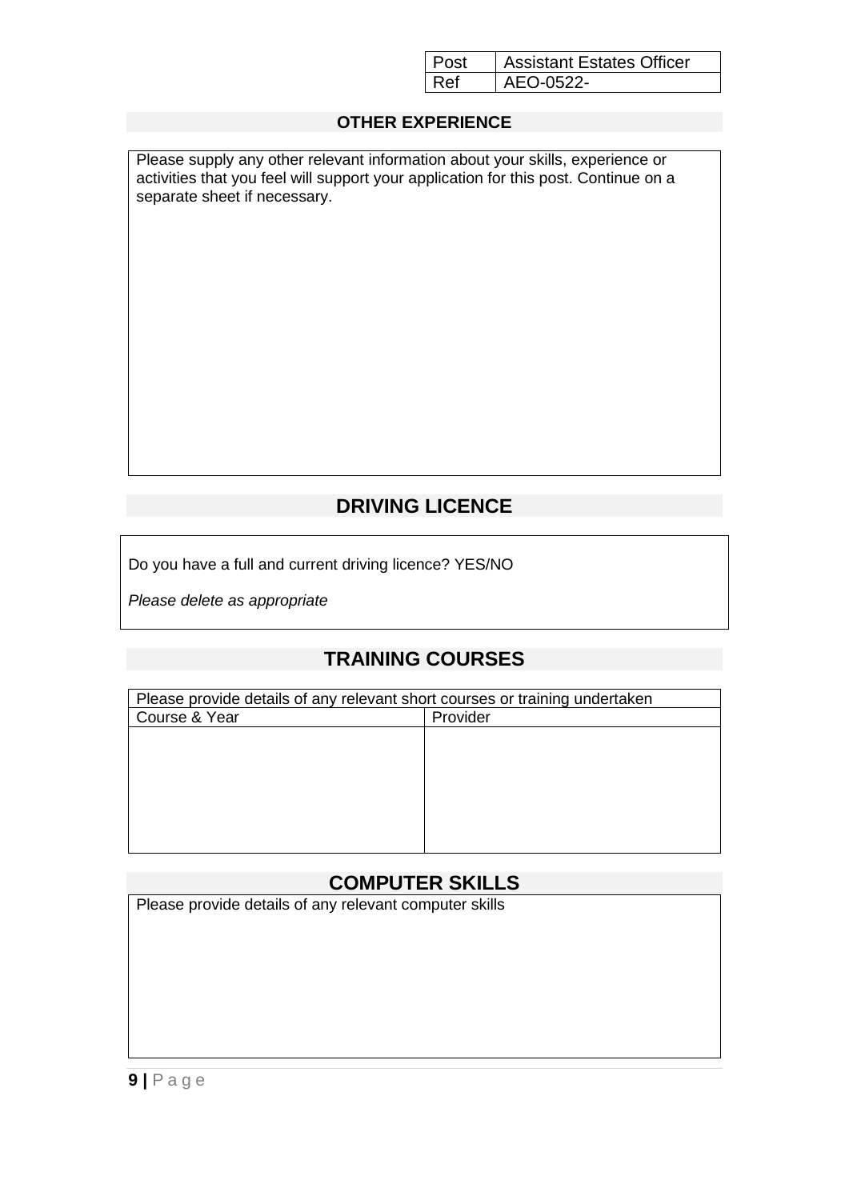| Post | Assistant Estates Officer |
| --- | --- |
| Ref | AEO-0522- |

## OTHER EXPERIENCE

Please supply any other relevant information about your skills, experience or activities that you feel will support your application for this post. Continue on a separate sheet if necessary.

## DRIVING LICENCE

Do you have a full and current driving licence? YES/NO

*Please delete as appropriate*

## TRAINING COURSES

| Please provide details of any relevant short courses or training undertaken | |
| --- | --- |
| Course & Year | Provider |
| | |

## COMPUTER SKILLS

Please provide details of any relevant computer skills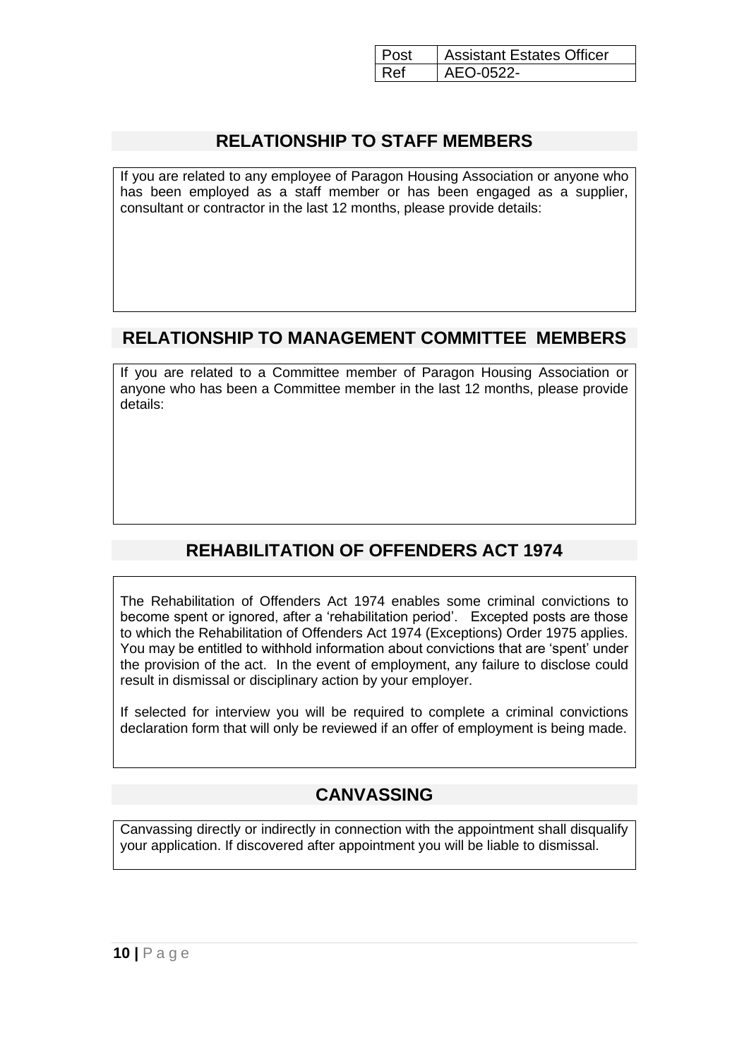| Post | Assistant Estates Officer |
| --- | --- |
| Ref | AEO-0522- |

## RELATIONSHIP TO STAFF MEMBERS

If you are related to any employee of Paragon Housing Association or anyone who has been employed as a staff member or has been engaged as a supplier, consultant or contractor in the last 12 months, please provide details:

## RELATIONSHIP TO MANAGEMENT COMMITTEE MEMBERS

If you are related to a Committee member of Paragon Housing Association or anyone who has been a Committee member in the last 12 months, please provide details:

## REHABILITATION OF OFFENDERS ACT 1974

The Rehabilitation of Offenders Act 1974 enables some criminal convictions to become spent or ignored, after a 'rehabilitation period'. Excepted posts are those to which the Rehabilitation of Offenders Act 1974 (Exceptions) Order 1975 applies. You may be entitled to withhold information about convictions that are 'spent' under the provision of the act. In the event of employment, any failure to disclose could result in dismissal or disciplinary action by your employer.

If selected for interview you will be required to complete a criminal convictions declaration form that will only be reviewed if an offer of employment is being made.

## CANVASSING

Canvassing directly or indirectly in connection with the appointment shall disqualify your application. If discovered after appointment you will be liable to dismissal.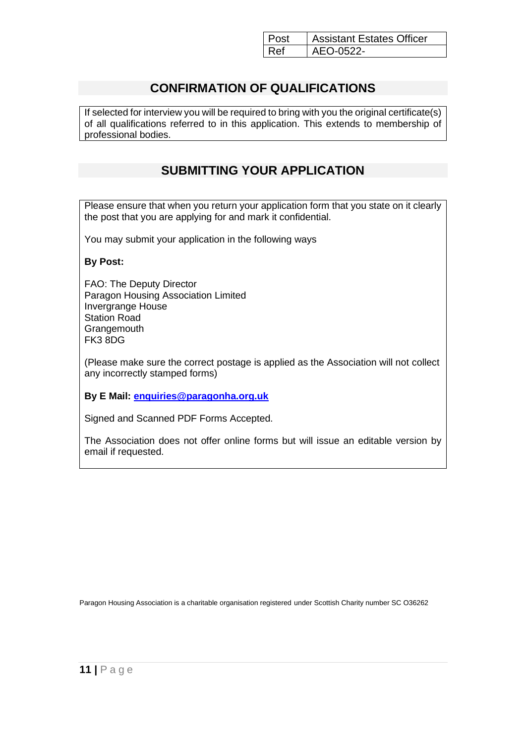| Post | Assistant Estates Officer |
| --- | --- |
| Ref | AEO-0522- |

## CONFIRMATION OF QUALIFICATIONS

If selected for interview you will be required to bring with you the original certificate(s) of all qualifications referred to in this application. This extends to membership of professional bodies.

## SUBMITTING YOUR APPLICATION

Please ensure that when you return your application form that you state on it clearly the post that you are applying for and mark it confidential.

You may submit your application in the following ways

**By Post:**

FAO: The Deputy Director
Paragon Housing Association Limited
Invergrange House
Station Road
Grangemouth
FK3 8DG

(Please make sure the correct postage is applied as the Association will not collect any incorrectly stamped forms)

**By E Mail: enquiries@paragonha.org.uk**

Signed and Scanned PDF Forms Accepted.

The Association does not offer online forms but will issue an editable version by email if requested.

Paragon Housing Association is a charitable organisation registered under Scottish Charity number SC O36262